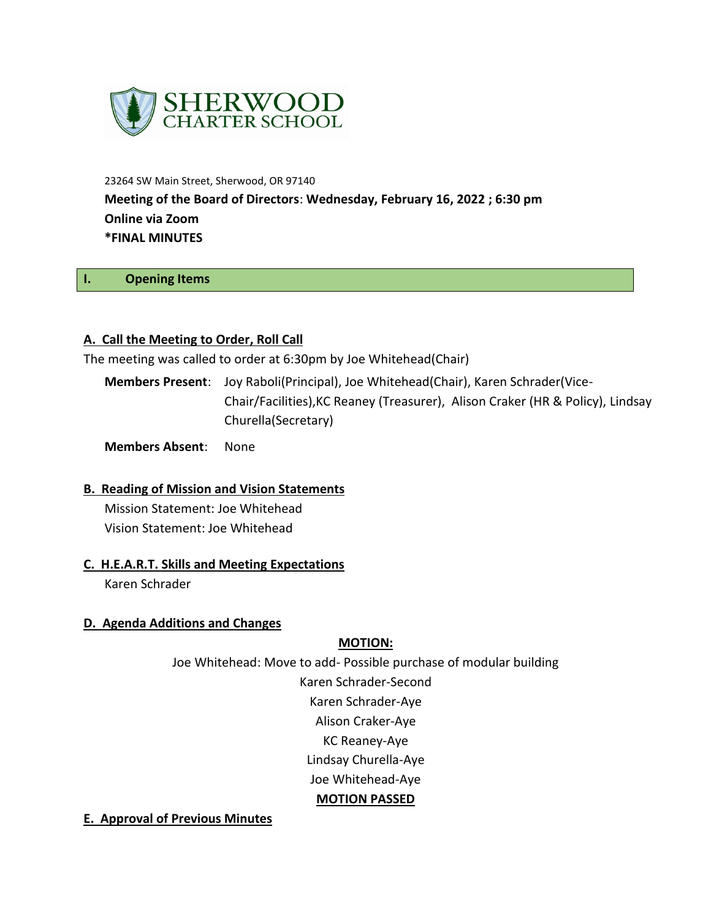SHERWOOD CHARTER SCHOOL

23264 SW Main Street, Sherwood, OR 97140

**Meeting of the Board of Directors**: **Wednesday, February 16, 2022 ; 6:30 pm**
**Online via Zoom**
**\*FINAL MINUTES**

## I. Opening Items

### A. Call the Meeting to Order, Roll Call

The meeting was called to order at 6:30pm by Joe Whitehead(Chair)

**Members Present**: Joy Raboli(Principal), Joe Whitehead(Chair), Karen Schrader(Vice-Chair/Facilities),KC Reaney (Treasurer), Alison Craker (HR & Policy), Lindsay Churella(Secretary)

**Members Absent**: None

### B. Reading of Mission and Vision Statements

Mission Statement: Joe Whitehead
Vision Statement: Joe Whitehead

### C. H.E.A.R.T. Skills and Meeting Expectations

Karen Schrader

### D. Agenda Additions and Changes

**MOTION:**

Joe Whitehead: Move to add- Possible purchase of modular building
Karen Schrader-Second
Karen Schrader-Aye
Alison Craker-Aye
KC Reaney-Aye
Lindsay Churella-Aye
Joe Whitehead-Aye

**MOTION PASSED**

### E. Approval of Previous Minutes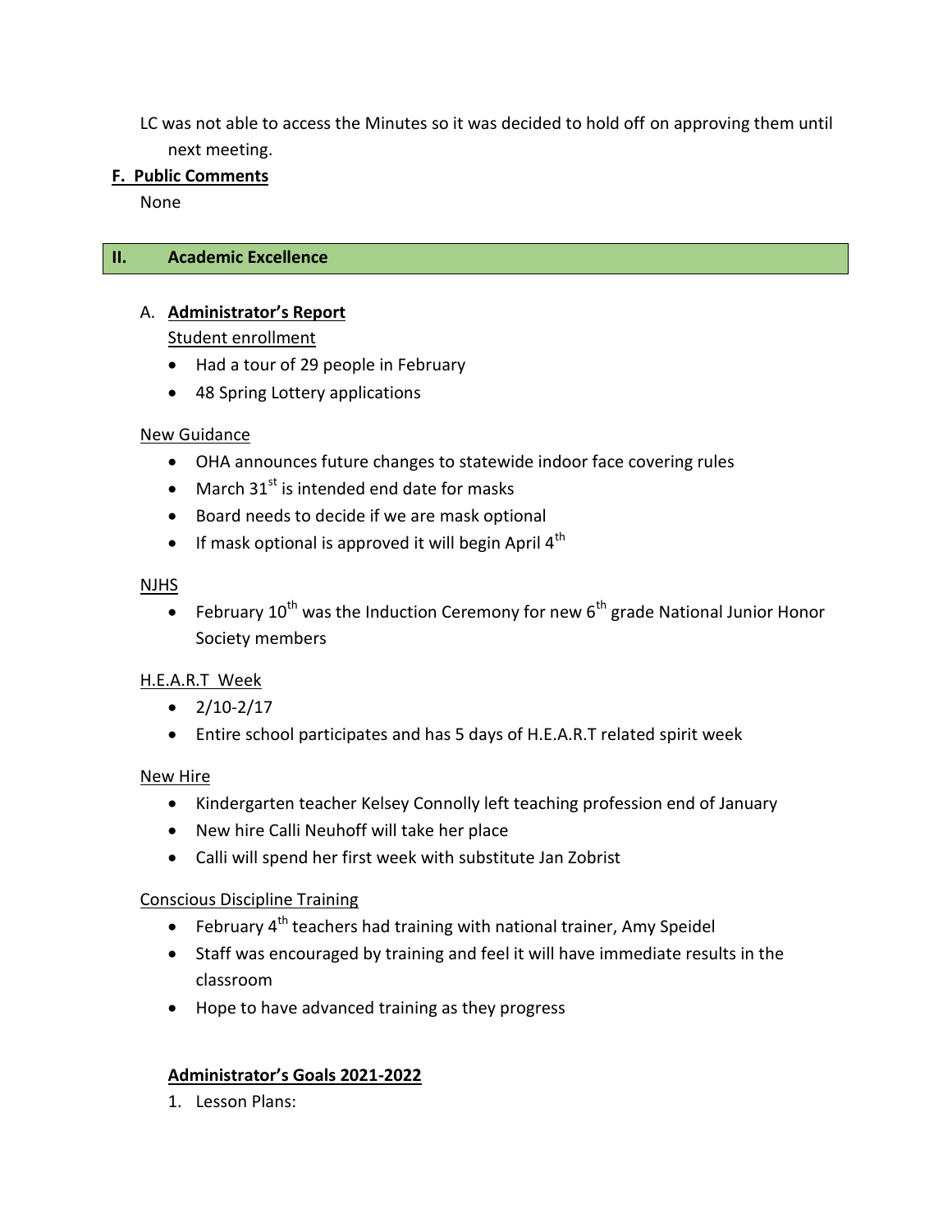LC was not able to access the Minutes so it was decided to hold off on approving them until next meeting.

**F. Public Comments**

None

## II. Academic Excellence

A. **Administrator's Report**

Student enrollment

- Had a tour of 29 people in February
- 48 Spring Lottery applications

New Guidance

- OHA announces future changes to statewide indoor face covering rules
- March 31st is intended end date for masks
- Board needs to decide if we are mask optional
- If mask optional is approved it will begin April 4th

NJHS

- February 10th was the Induction Ceremony for new 6th grade National Junior Honor Society members

H.E.A.R.T Week

- 2/10-2/17
- Entire school participates and has 5 days of H.E.A.R.T related spirit week

New Hire

- Kindergarten teacher Kelsey Connolly left teaching profession end of January
- New hire Calli Neuhoff will take her place
- Calli will spend her first week with substitute Jan Zobrist

Conscious Discipline Training

- February 4th teachers had training with national trainer, Amy Speidel
- Staff was encouraged by training and feel it will have immediate results in the classroom
- Hope to have advanced training as they progress

**Administrator's Goals 2021-2022**

1. Lesson Plans: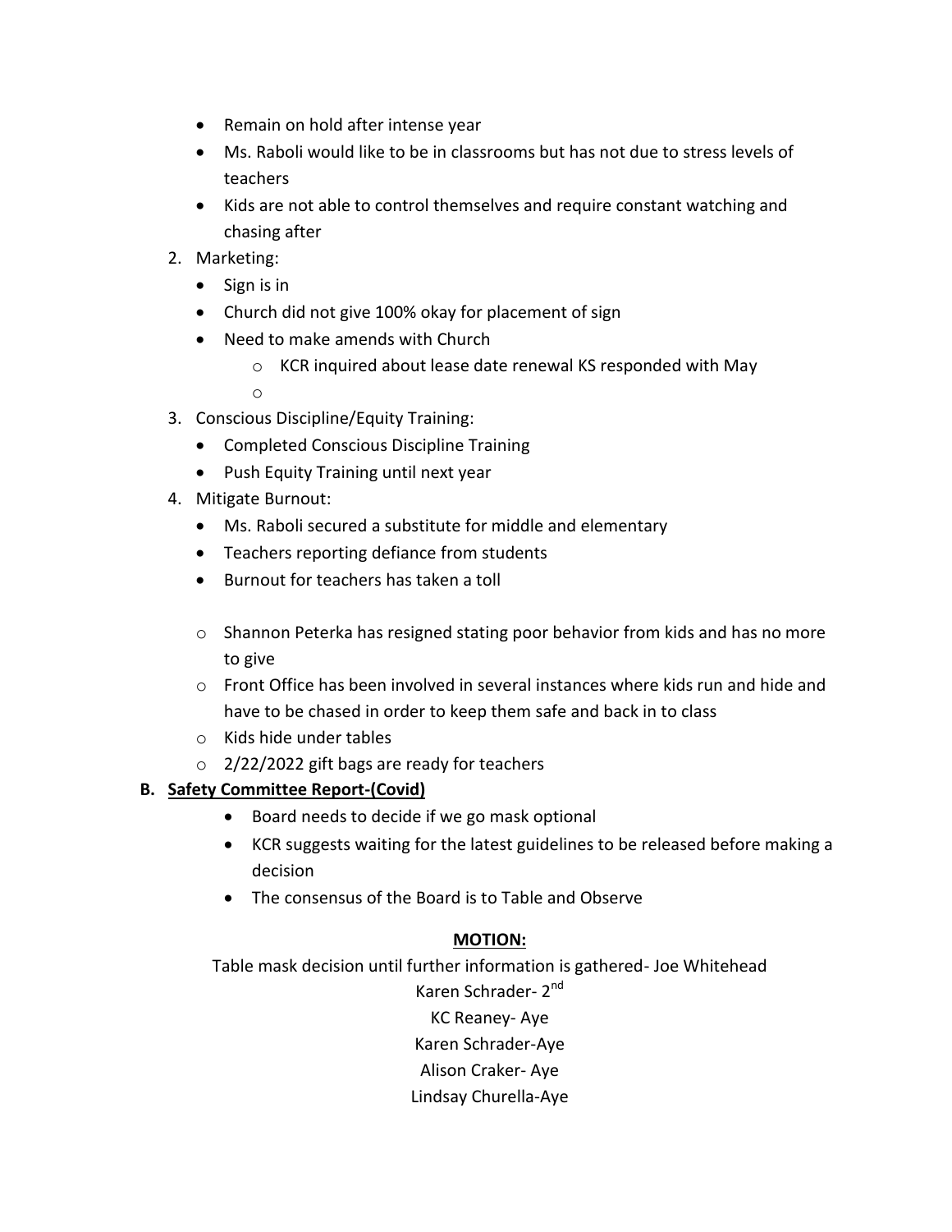- Remain on hold after intense year
- Ms. Raboli would like to be in classrooms but has not due to stress levels of teachers
- Kids are not able to control themselves and require constant watching and chasing after

2. Marketing:
   - Sign is in
   - Church did not give 100% okay for placement of sign
   - Need to make amends with Church
     - KCR inquired about lease date renewal KS responded with May
     - 
3. Conscious Discipline/Equity Training:
   - Completed Conscious Discipline Training
   - Push Equity Training until next year
4. Mitigate Burnout:
   - Ms. Raboli secured a substitute for middle and elementary
   - Teachers reporting defiance from students
   - Burnout for teachers has taken a toll

   - Shannon Peterka has resigned stating poor behavior from kids and has no more to give
   - Front Office has been involved in several instances where kids run and hide and have to be chased in order to keep them safe and back in to class
   - Kids hide under tables
   - 2/22/2022 gift bags are ready for teachers

**B. <u>Safety Committee Report-(Covid)</u>**

- Board needs to decide if we go mask optional
- KCR suggests waiting for the latest guidelines to be released before making a decision
- The consensus of the Board is to Table and Observe

**<u>MOTION:</u>**

Table mask decision until further information is gathered- Joe Whitehead

Karen Schrader- 2nd

KC Reaney- Aye

Karen Schrader-Aye

Alison Craker- Aye

Lindsay Churella-Aye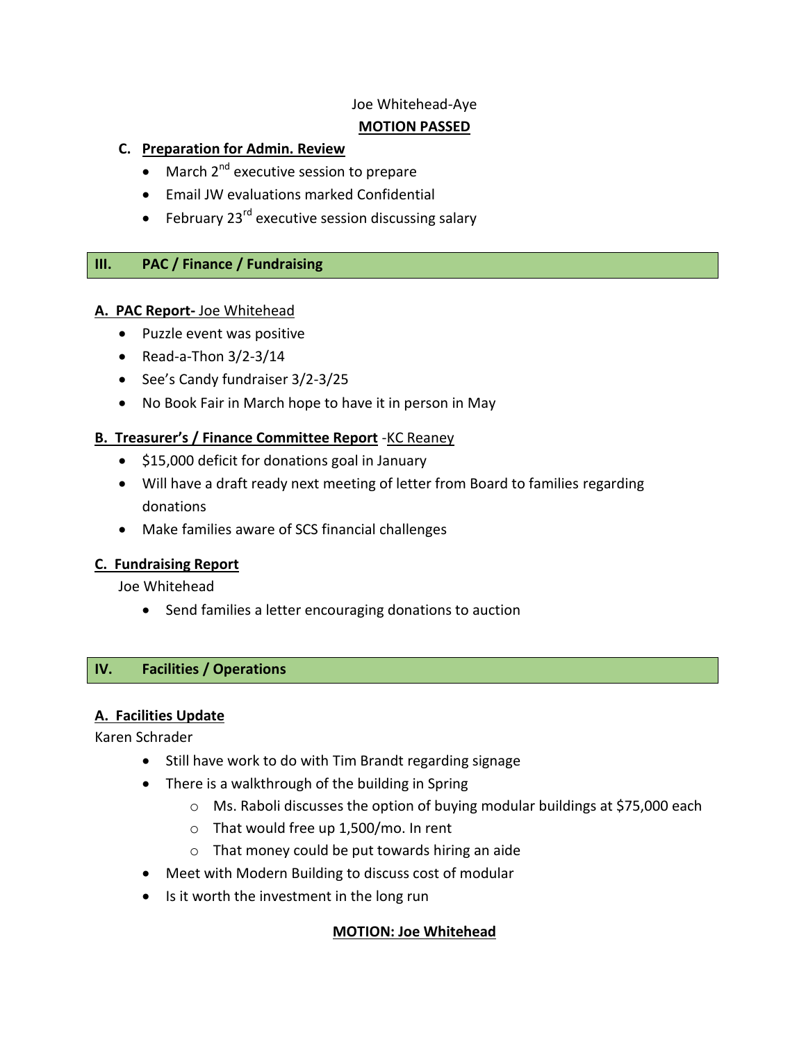Joe Whitehead-Aye

**MOTION PASSED**

**C. Preparation for Admin. Review**

- March 2nd executive session to prepare
- Email JW evaluations marked Confidential
- February 23rd executive session discussing salary

## III. PAC / Finance / Fundraising

**A. PAC Report-** Joe Whitehead

- Puzzle event was positive
- Read-a-Thon 3/2-3/14
- See's Candy fundraiser 3/2-3/25
- No Book Fair in March hope to have it in person in May

**B. Treasurer's / Finance Committee Report** -KC Reaney

- $15,000 deficit for donations goal in January
- Will have a draft ready next meeting of letter from Board to families regarding donations
- Make families aware of SCS financial challenges

**C. Fundraising Report**

Joe Whitehead

- Send families a letter encouraging donations to auction

## IV. Facilities / Operations

**A. Facilities Update**

Karen Schrader

- Still have work to do with Tim Brandt regarding signage
- There is a walkthrough of the building in Spring
  - Ms. Raboli discusses the option of buying modular buildings at $75,000 each
  - That would free up 1,500/mo. In rent
  - That money could be put towards hiring an aide
- Meet with Modern Building to discuss cost of modular
- Is it worth the investment in the long run

**MOTION: Joe Whitehead**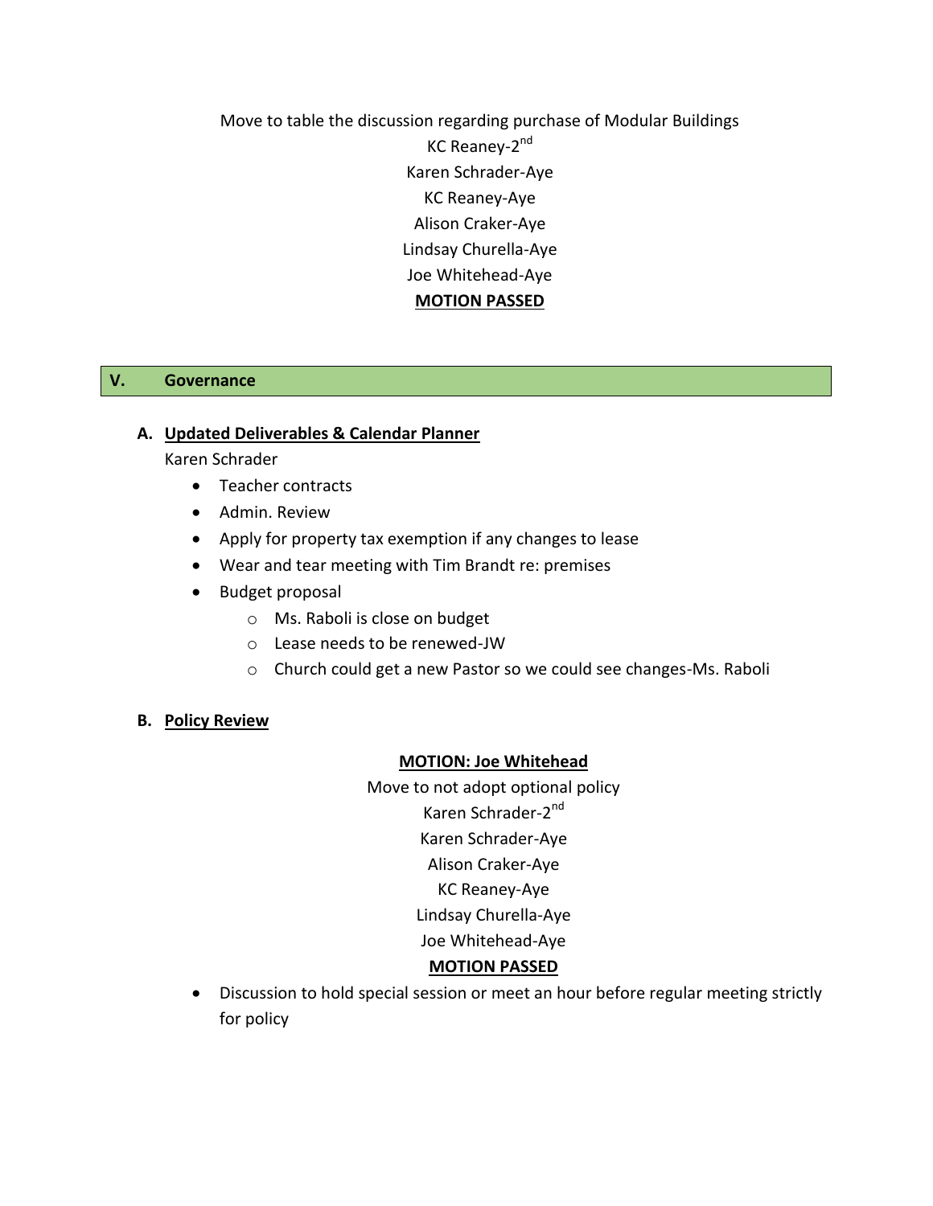Move to table the discussion regarding purchase of Modular Buildings

KC Reaney-2nd

Karen Schrader-Aye

KC Reaney-Aye

Alison Craker-Aye

Lindsay Churella-Aye

Joe Whitehead-Aye

**MOTION PASSED**

## V. Governance

### A. Updated Deliverables & Calendar Planner

Karen Schrader

- Teacher contracts
- Admin. Review
- Apply for property tax exemption if any changes to lease
- Wear and tear meeting with Tim Brandt re: premises
- Budget proposal
  - Ms. Raboli is close on budget
  - Lease needs to be renewed-JW
  - Church could get a new Pastor so we could see changes-Ms. Raboli

### B. Policy Review

**MOTION: Joe Whitehead**

Move to not adopt optional policy

Karen Schrader-2nd

Karen Schrader-Aye

Alison Craker-Aye

KC Reaney-Aye

Lindsay Churella-Aye

Joe Whitehead-Aye

**MOTION PASSED**

- Discussion to hold special session or meet an hour before regular meeting strictly for policy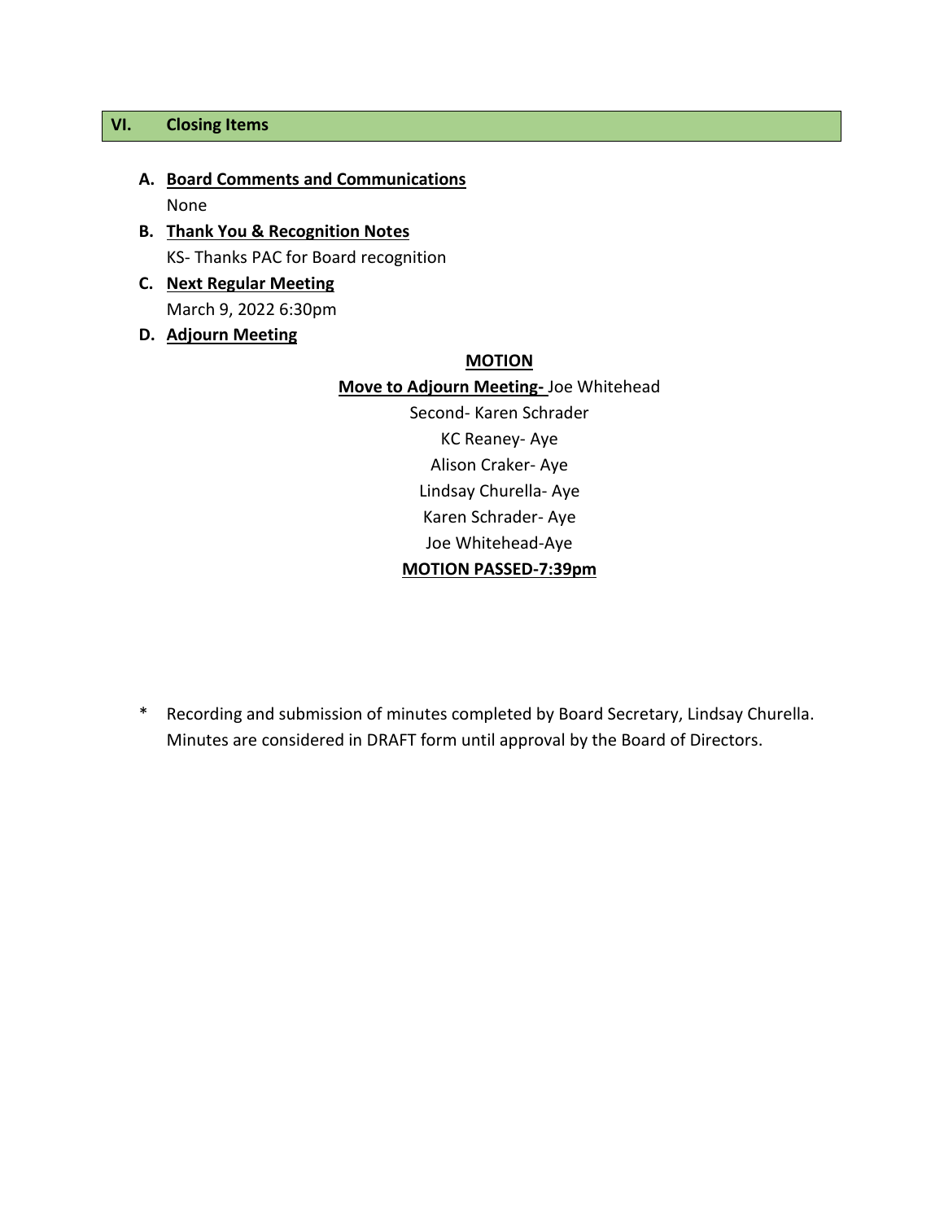## VI. Closing Items

**A. Board Comments and Communications**

None

**B. Thank You & Recognition Notes**

KS- Thanks PAC for Board recognition

**C. Next Regular Meeting**

March 9, 2022 6:30pm

**D. Adjourn Meeting**

**MOTION**

**Move to Adjourn Meeting-** Joe Whitehead

Second- Karen Schrader

KC Reaney- Aye

Alison Craker- Aye

Lindsay Churella- Aye

Karen Schrader- Aye

Joe Whitehead-Aye

**MOTION PASSED-7:39pm**

\* Recording and submission of minutes completed by Board Secretary, Lindsay Churella. Minutes are considered in DRAFT form until approval by the Board of Directors.